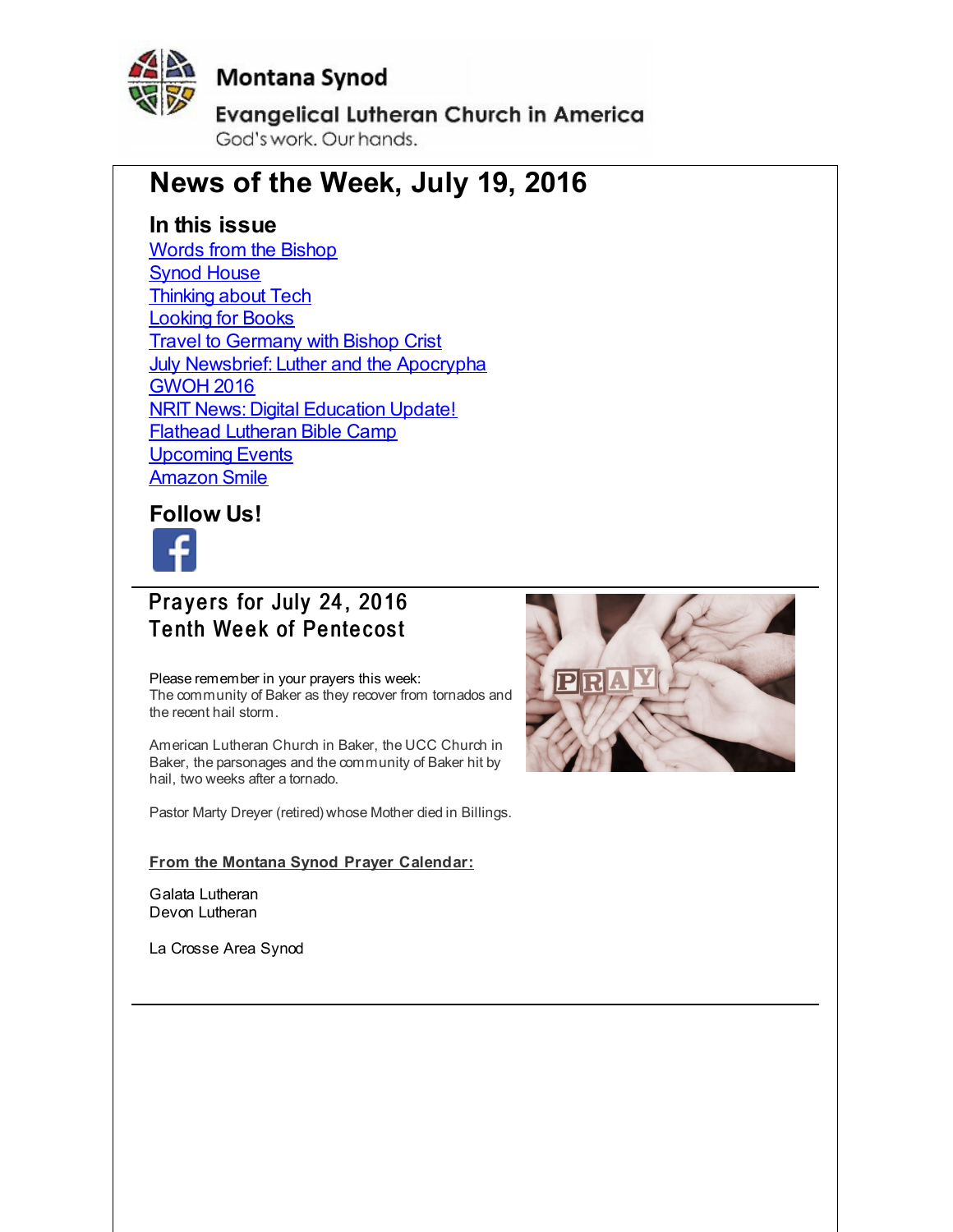Montana Synod

Evangelical Lutheran Church in America

God's work. Our hands.

# News of the Week, July 19, 2016

## In this issue

- Words from the Bishop
- Synod House
- Thinking about Tech
- Looking for Books
- Travel to Germany with Bishop Crist
- July Newsbrief: Luther and the Apocrypha
- GWOH 2016
- NRIT News: Digital Education Update!
- Flathead Lutheran Bible Camp
- Upcoming Events
- Amazon Smile

## Follow Us!

---

## Prayers for July 24, 2016
## Tenth Week of Pentecost

Please remember in your prayers this week:
The community of Baker as they recover from tornados and the recent hail storm.

American Lutheran Church in Baker, the UCC Church in Baker, the parsonages and the community of Baker hit by hail, two weeks after a tornado.

Pastor Marty Dreyer (retired) whose Mother died in Billings.

**From the Montana Synod Prayer Calendar:**

Galata Lutheran
Devon Lutheran

La Crosse Area Synod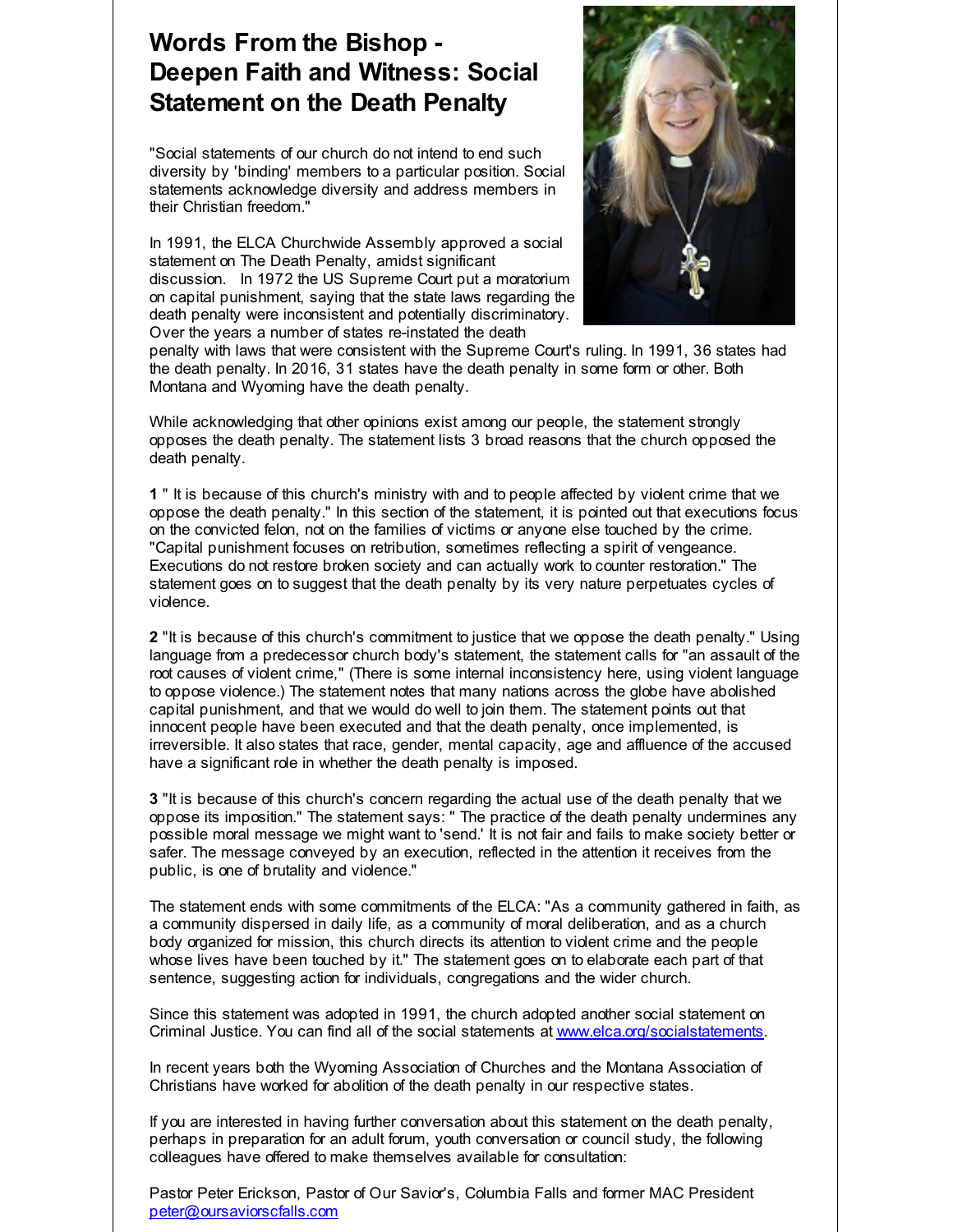# Words From the Bishop - Deepen Faith and Witness: Social Statement on the Death Penalty

"Social statements of our church do not intend to end such diversity by 'binding' members to a particular position. Social statements acknowledge diversity and address members in their Christian freedom."

In 1991, the ELCA Churchwide Assembly approved a social statement on The Death Penalty, amidst significant discussion. In 1972 the US Supreme Court put a moratorium on capital punishment, saying that the state laws regarding the death penalty were inconsistent and potentially discriminatory. Over the years a number of states re-instated the death penalty with laws that were consistent with the Supreme Court's ruling. In 1991, 36 states had the death penalty. In 2016, 31 states have the death penalty in some form or other. Both Montana and Wyoming have the death penalty.

While acknowledging that other opinions exist among our people, the statement strongly opposes the death penalty. The statement lists 3 broad reasons that the church opposed the death penalty.

**1** " It is because of this church's ministry with and to people affected by violent crime that we oppose the death penalty." In this section of the statement, it is pointed out that executions focus on the convicted felon, not on the families of victims or anyone else touched by the crime. "Capital punishment focuses on retribution, sometimes reflecting a spirit of vengeance. Executions do not restore broken society and can actually work to counter restoration." The statement goes on to suggest that the death penalty by its very nature perpetuates cycles of violence.

**2** "It is because of this church's commitment to justice that we oppose the death penalty." Using language from a predecessor church body's statement, the statement calls for "an assault of the root causes of violent crime," (There is some internal inconsistency here, using violent language to oppose violence.) The statement notes that many nations across the globe have abolished capital punishment, and that we would do well to join them. The statement points out that innocent people have been executed and that the death penalty, once implemented, is irreversible. It also states that race, gender, mental capacity, age and affluence of the accused have a significant role in whether the death penalty is imposed.

**3** "It is because of this church's concern regarding the actual use of the death penalty that we oppose its imposition." The statement says: " The practice of the death penalty undermines any possible moral message we might want to 'send.' It is not fair and fails to make society better or safer. The message conveyed by an execution, reflected in the attention it receives from the public, is one of brutality and violence."

The statement ends with some commitments of the ELCA: "As a community gathered in faith, as a community dispersed in daily life, as a community of moral deliberation, and as a church body organized for mission, this church directs its attention to violent crime and the people whose lives have been touched by it." The statement goes on to elaborate each part of that sentence, suggesting action for individuals, congregations and the wider church.

Since this statement was adopted in 1991, the church adopted another social statement on Criminal Justice. You can find all of the social statements at [www.elca.org/socialstatements](www.elca.org/socialstatements).

In recent years both the Wyoming Association of Churches and the Montana Association of Christians have worked for abolition of the death penalty in our respective states.

If you are interested in having further conversation about this statement on the death penalty, perhaps in preparation for an adult forum, youth conversation or council study, the following colleagues have offered to make themselves available for consultation:

Pastor Peter Erickson, Pastor of Our Savior's, Columbia Falls and former MAC President
[peter@oursaviorscfalls.com](mailto:peter@oursaviorscfalls.com)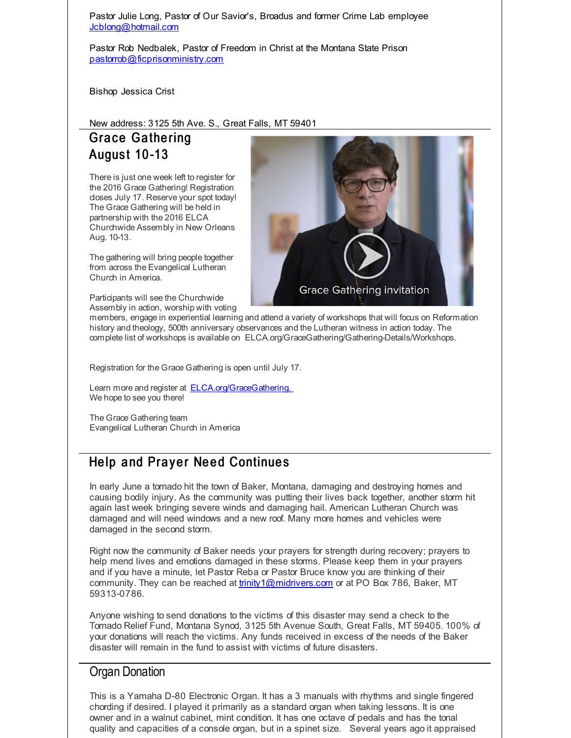Pastor Julie Long, Pastor of Our Savior's, Broadus and former Crime Lab employee
Jcblong@hotmail.com

Pastor Rob Nedbalek, Pastor of Freedom in Christ at the Montana State Prison
pastorrob@ficprisonministry.com

Bishop Jessica Crist

New address: 3125 5th Ave. S., Great Falls, MT 59401

## Grace Gathering August 10-13

There is just one week left to register for the 2016 Grace Gathering! Registration closes July 17. Reserve your spot today! The Grace Gathering will be held in partnership with the 2016 ELCA Churchwide Assembly in New Orleans Aug. 10-13.

The gathering will bring people together from across the Evangelical Lutheran Church in America.

Participants will see the Churchwide Assembly in action, worship with voting members, engage in experiential learning and attend a variety of workshops that will focus on Reformation history and theology, 500th anniversary observances and the Lutheran witness in action today. The complete list of workshops is available on ELCA.org/GraceGathering/Gathering-Details/Workshops.

Grace Gathering invitation

Registration for the Grace Gathering is open until July 17.

Learn more and register at ELCA.org/GraceGathering.
We hope to see you there!

The Grace Gathering team
Evangelical Lutheran Church in America

## Help and Prayer Need Continues

In early June a tornado hit the town of Baker, Montana, damaging and destroying homes and causing bodily injury. As the community was putting their lives back together, another storm hit again last week bringing severe winds and damaging hail. American Lutheran Church was damaged and will need windows and a new roof. Many more homes and vehicles were damaged in the second storm.

Right now the community of Baker needs your prayers for strength during recovery; prayers to help mend lives and emotions damaged in these storms. Please keep them in your prayers and if you have a minute, let Pastor Reba or Pastor Bruce know you are thinking of their community. They can be reached at trinity1@midrivers.com or at PO Box 786, Baker, MT 59313-0786.

Anyone wishing to send donations to the victims of this disaster may send a check to the Tornado Relief Fund, Montana Synod, 3125 5th Avenue South, Great Falls, MT 59405. 100% of your donations will reach the victims. Any funds received in excess of the needs of the Baker disaster will remain in the fund to assist with victims of future disasters.

## Organ Donation

This is a Yamaha D-80 Electronic Organ. It has a 3 manuals with rhythms and single fingered chording if desired. I played it primarily as a standard organ when taking lessons. It is one owner and in a walnut cabinet, mint condition. It has one octave of pedals and has the tonal quality and capacities of a console organ, but in a spinet size. Several years ago it appraised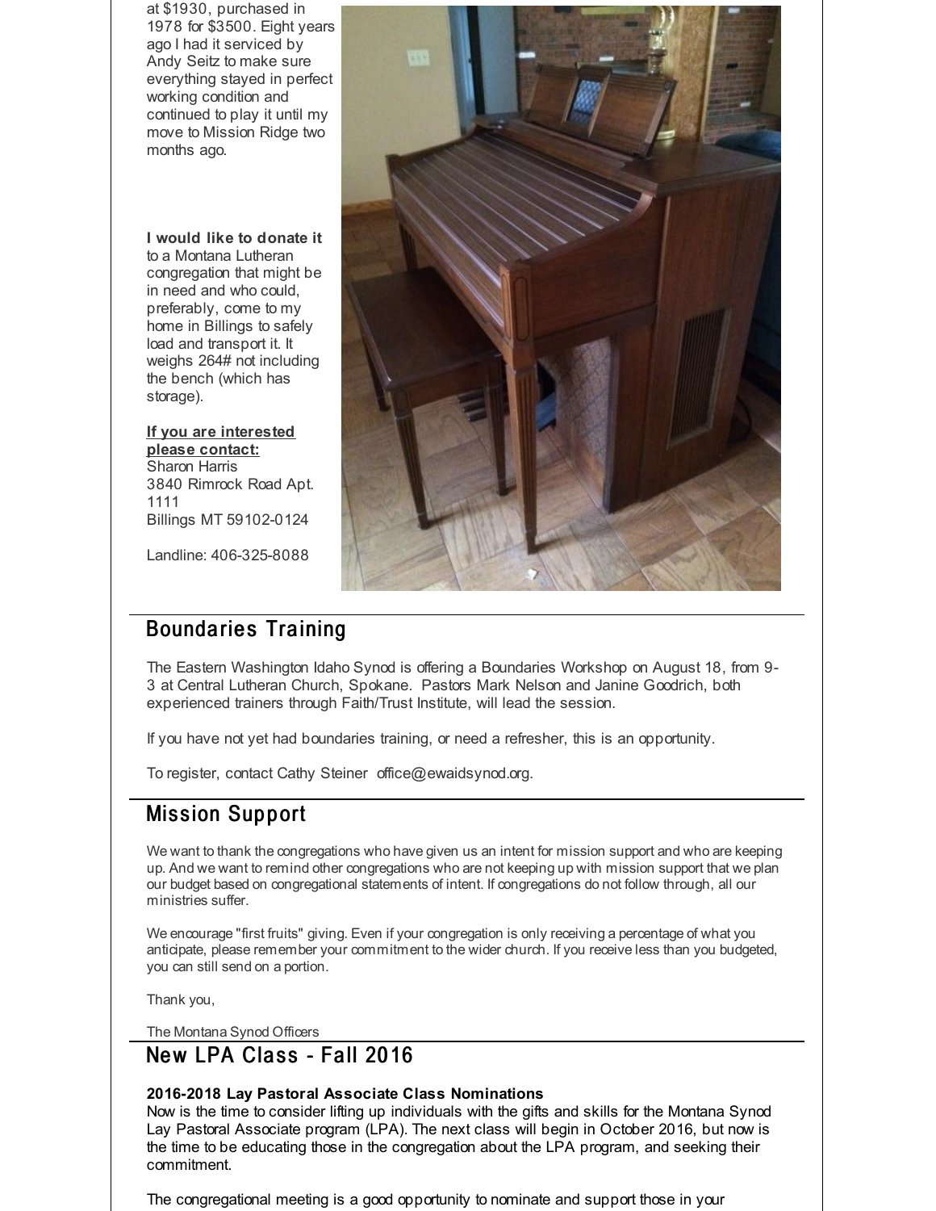at $1930, purchased in 1978 for $3500. Eight years ago I had it serviced by Andy Seitz to make sure everything stayed in perfect working condition and continued to play it until my move to Mission Ridge two months ago.

**I would like to donate it** to a Montana Lutheran congregation that might be in need and who could, preferably, come to my home in Billings to safely load and transport it. It weighs 264# not including the bench (which has storage).

**If you are interested please contact:**
Sharon Harris
3840 Rimrock Road Apt. 1111
Billings MT 59102-0124

Landline: 406-325-8088

## Boundaries Training

The Eastern Washington Idaho Synod is offering a Boundaries Workshop on August 18, from 9-3 at Central Lutheran Church, Spokane. Pastors Mark Nelson and Janine Goodrich, both experienced trainers through Faith/Trust Institute, will lead the session.

If you have not yet had boundaries training, or need a refresher, this is an opportunity.

To register, contact Cathy Steiner office@ewaidsynod.org.

## Mission Support

We want to thank the congregations who have given us an intent for mission support and who are keeping up. And we want to remind other congregations who are not keeping up with mission support that we plan our budget based on congregational statements of intent. If congregations do not follow through, all our ministries suffer.

We encourage "first fruits" giving. Even if your congregation is only receiving a percentage of what you anticipate, please remember your commitment to the wider church. If you receive less than you budgeted, you can still send on a portion.

Thank you,

The Montana Synod Officers

## New LPA Class - Fall 2016

**2016-2018 Lay Pastoral Associate Class Nominations**
Now is the time to consider lifting up individuals with the gifts and skills for the Montana Synod Lay Pastoral Associate program (LPA). The next class will begin in October 2016, but now is the time to be educating those in the congregation about the LPA program, and seeking their commitment.

The congregational meeting is a good opportunity to nominate and support those in your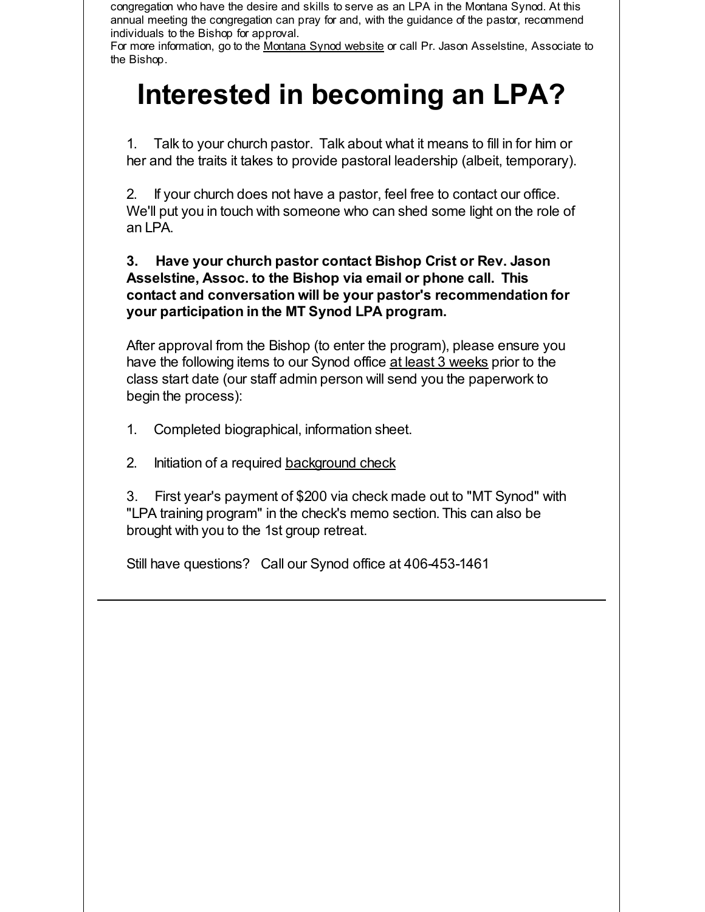congregation who have the desire and skills to serve as an LPA in the Montana Synod. At this annual meeting the congregation can pray for and, with the guidance of the pastor, recommend individuals to the Bishop for approval.
For more information, go to the Montana Synod website or call Pr. Jason Asselstine, Associate to the Bishop.

# Interested in becoming an LPA?

1. Talk to your church pastor. Talk about what it means to fill in for him or her and the traits it takes to provide pastoral leadership (albeit, temporary).

2. If your church does not have a pastor, feel free to contact our office. We'll put you in touch with someone who can shed some light on the role of an LPA.

**3. Have your church pastor contact Bishop Crist or Rev. Jason Asselstine, Assoc. to the Bishop via email or phone call. This contact and conversation will be your pastor's recommendation for your participation in the MT Synod LPA program.**

After approval from the Bishop (to enter the program), please ensure you have the following items to our Synod office at least 3 weeks prior to the class start date (our staff admin person will send you the paperwork to begin the process):

1. Completed biographical, information sheet.

2. Initiation of a required background check

3. First year's payment of $200 via check made out to "MT Synod" with "LPA training program" in the check's memo section. This can also be brought with you to the 1st group retreat.

Still have questions? Call our Synod office at 406-453-1461

---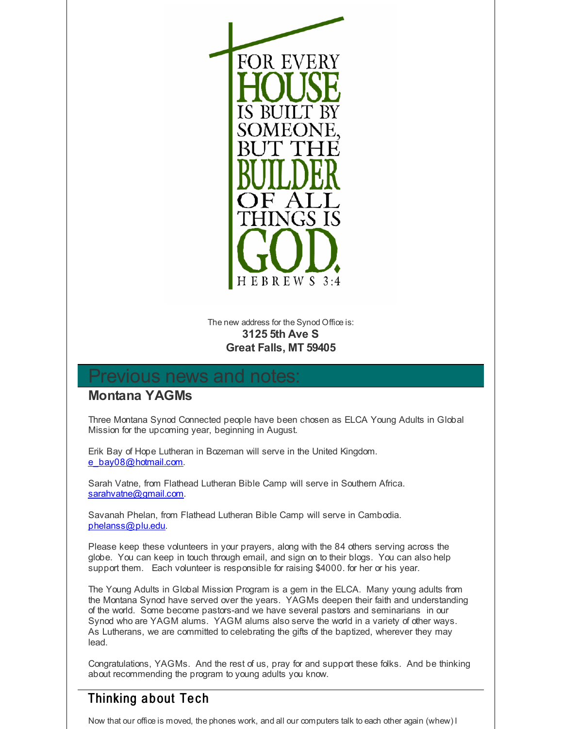FOR EVERY **HOUSE** IS BUILT BY SOMEONE, BUT THE **BUILDER** OF ALL THINGS IS **GOD.**

HEBREWS 3:4

The new address for the Synod Office is:

**3125 5th Ave S**
**Great Falls, MT 59405**

## Previous news and notes:

### Montana YAGMs

Three Montana Synod Connected people have been chosen as ELCA Young Adults in Global Mission for the upcoming year, beginning in August.

Erik Bay of Hope Lutheran in Bozeman will serve in the United Kingdom. e_bay08@hotmail.com.

Sarah Vatne, from Flathead Lutheran Bible Camp will serve in Southern Africa. sarahvatne@gmail.com.

Savanah Phelan, from Flathead Lutheran Bible Camp will serve in Cambodia. phelanss@plu.edu.

Please keep these volunteers in your prayers, along with the 84 others serving across the globe. You can keep in touch through email, and sign on to their blogs. You can also help support them. Each volunteer is responsible for raising $4000. for her or his year.

The Young Adults in Global Mission Program is a gem in the ELCA. Many young adults from the Montana Synod have served over the years. YAGMs deepen their faith and understanding of the world. Some become pastors-and we have several pastors and seminarians in our Synod who are YAGM alums. YAGM alums also serve the world in a variety of other ways. As Lutherans, we are committed to celebrating the gifts of the baptized, wherever they may lead.

Congratulations, YAGMs. And the rest of us, pray for and support these folks. And be thinking about recommending the program to young adults you know.

### Thinking about Tech

Now that our office is moved, the phones work, and all our computers talk to each other again (whew) I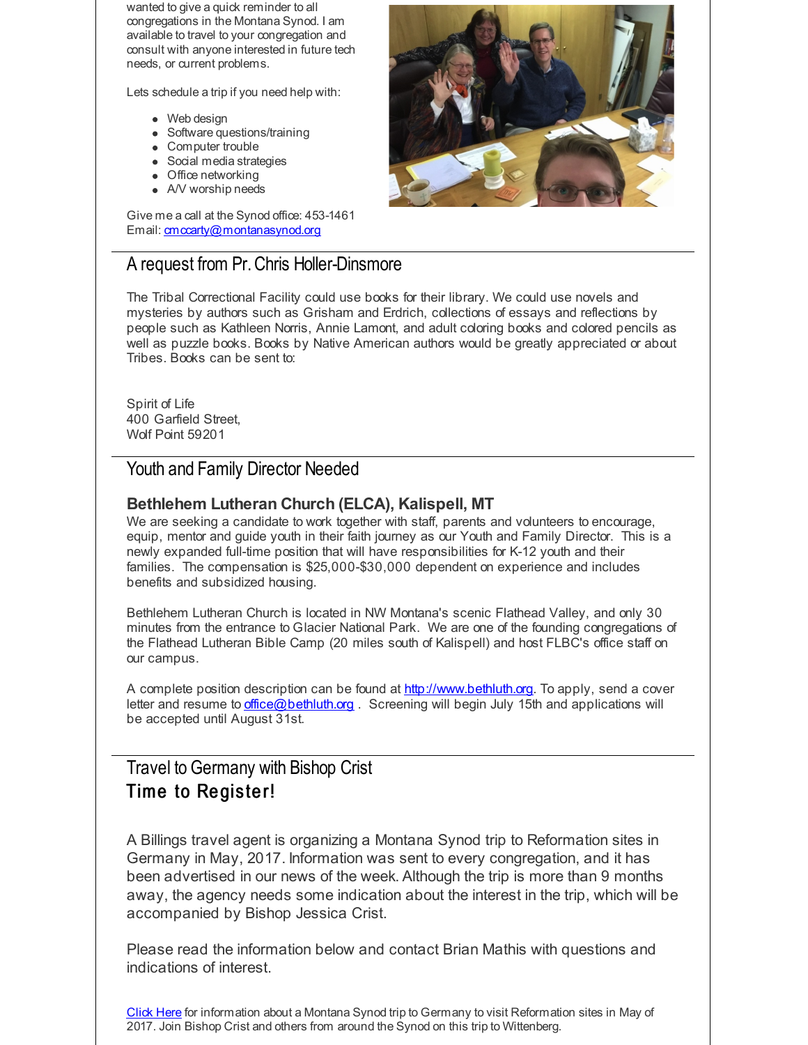wanted to give a quick reminder to all congregations in the Montana Synod. I am available to travel to your congregation and consult with anyone interested in future tech needs, or current problems.

Lets schedule a trip if you need help with:

- Web design
- Software questions/training
- Computer trouble
- Social media strategies
- Office networking
- A/V worship needs

Give me a call at the Synod office: 453-1461
Email: cmccarty@montanasynod.org

## A request from Pr. Chris Holler-Dinsmore

The Tribal Correctional Facility could use books for their library. We could use novels and mysteries by authors such as Grisham and Erdrich, collections of essays and reflections by people such as Kathleen Norris, Annie Lamont, and adult coloring books and colored pencils as well as puzzle books. Books by Native American authors would be greatly appreciated or about Tribes. Books can be sent to:

Spirit of Life
400 Garfield Street,
Wolf Point 59201

## Youth and Family Director Needed

### Bethlehem Lutheran Church (ELCA), Kalispell, MT

We are seeking a candidate to work together with staff, parents and volunteers to encourage, equip, mentor and guide youth in their faith journey as our Youth and Family Director. This is a newly expanded full-time position that will have responsibilities for K-12 youth and their families. The compensation is $25,000-$30,000 dependent on experience and includes benefits and subsidized housing.

Bethlehem Lutheran Church is located in NW Montana's scenic Flathead Valley, and only 30 minutes from the entrance to Glacier National Park. We are one of the founding congregations of the Flathead Lutheran Bible Camp (20 miles south of Kalispell) and host FLBC's office staff on our campus.

A complete position description can be found at http://www.bethluth.org. To apply, send a cover letter and resume to office@bethluth.org . Screening will begin July 15th and applications will be accepted until August 31st.

## Travel to Germany with Bishop Crist

## Time to Register!

A Billings travel agent is organizing a Montana Synod trip to Reformation sites in Germany in May, 2017. Information was sent to every congregation, and it has been advertised in our news of the week. Although the trip is more than 9 months away, the agency needs some indication about the interest in the trip, which will be accompanied by Bishop Jessica Crist.

Please read the information below and contact Brian Mathis with questions and indications of interest.

Click Here for information about a Montana Synod trip to Germany to visit Reformation sites in May of 2017. Join Bishop Crist and others from around the Synod on this trip to Wittenberg.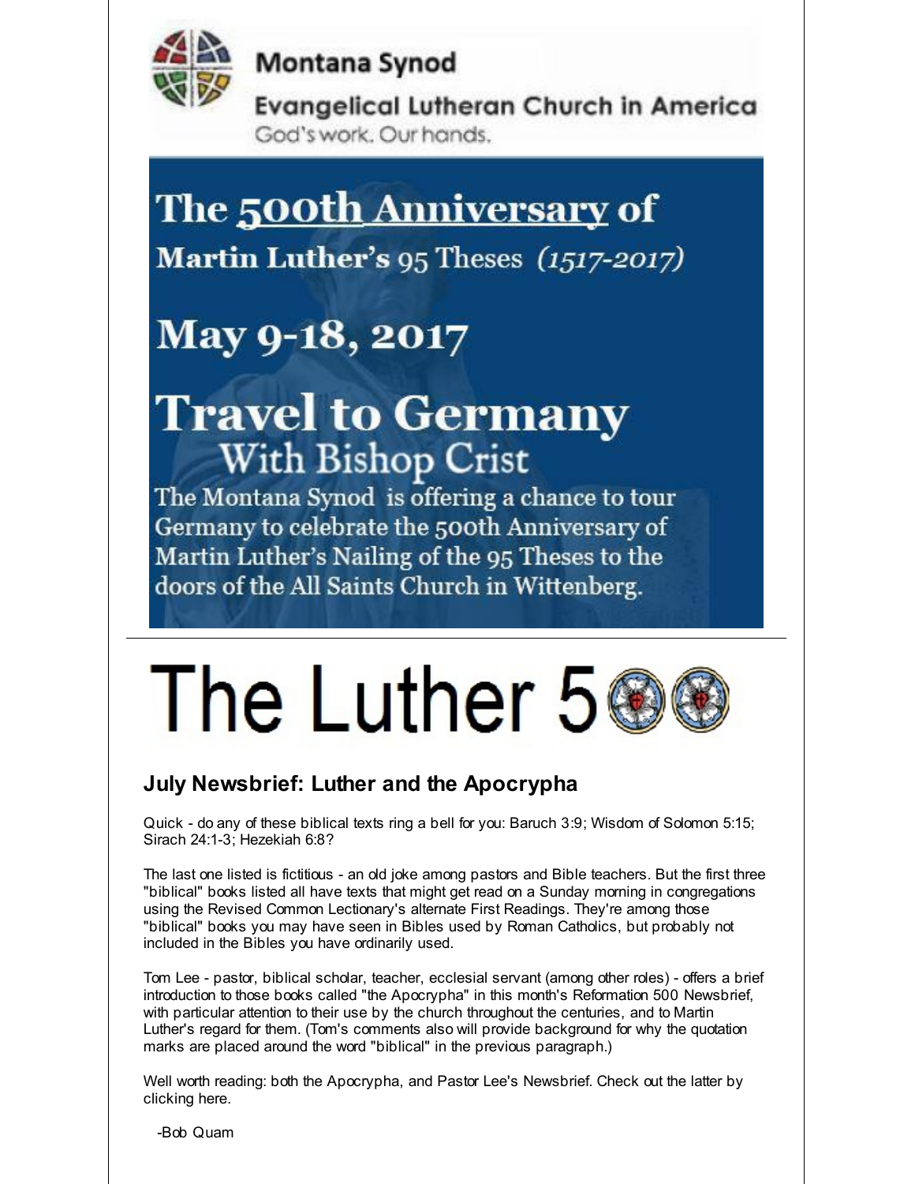# Montana Synod

Evangelical Lutheran Church in America

God's work. Our hands.

# The 500th Anniversary of

Martin Luther's 95 Theses *(1517-2017)*

# May 9-18, 2017

# Travel to Germany

With Bishop Crist

The Montana Synod is offering a chance to tour Germany to celebrate the 500th Anniversary of Martin Luther's Nailing of the 95 Theses to the doors of the All Saints Church in Wittenberg.

---

# The Luther 500

## July Newsbrief: Luther and the Apocrypha

Quick - do any of these biblical texts ring a bell for you: Baruch 3:9; Wisdom of Solomon 5:15; Sirach 24:1-3; Hezekiah 6:8?

The last one listed is fictitious - an old joke among pastors and Bible teachers. But the first three "biblical" books listed all have texts that might get read on a Sunday morning in congregations using the Revised Common Lectionary's alternate First Readings. They're among those "biblical" books you may have seen in Bibles used by Roman Catholics, but probably not included in the Bibles you have ordinarily used.

Tom Lee - pastor, biblical scholar, teacher, ecclesial servant (among other roles) - offers a brief introduction to those books called "the Apocrypha" in this month's Reformation 500 Newsbrief, with particular attention to their use by the church throughout the centuries, and to Martin Luther's regard for them. (Tom's comments also will provide background for why the quotation marks are placed around the word "biblical" in the previous paragraph.)

Well worth reading: both the Apocrypha, and Pastor Lee's Newsbrief. Check out the latter by clicking here.

-Bob Quam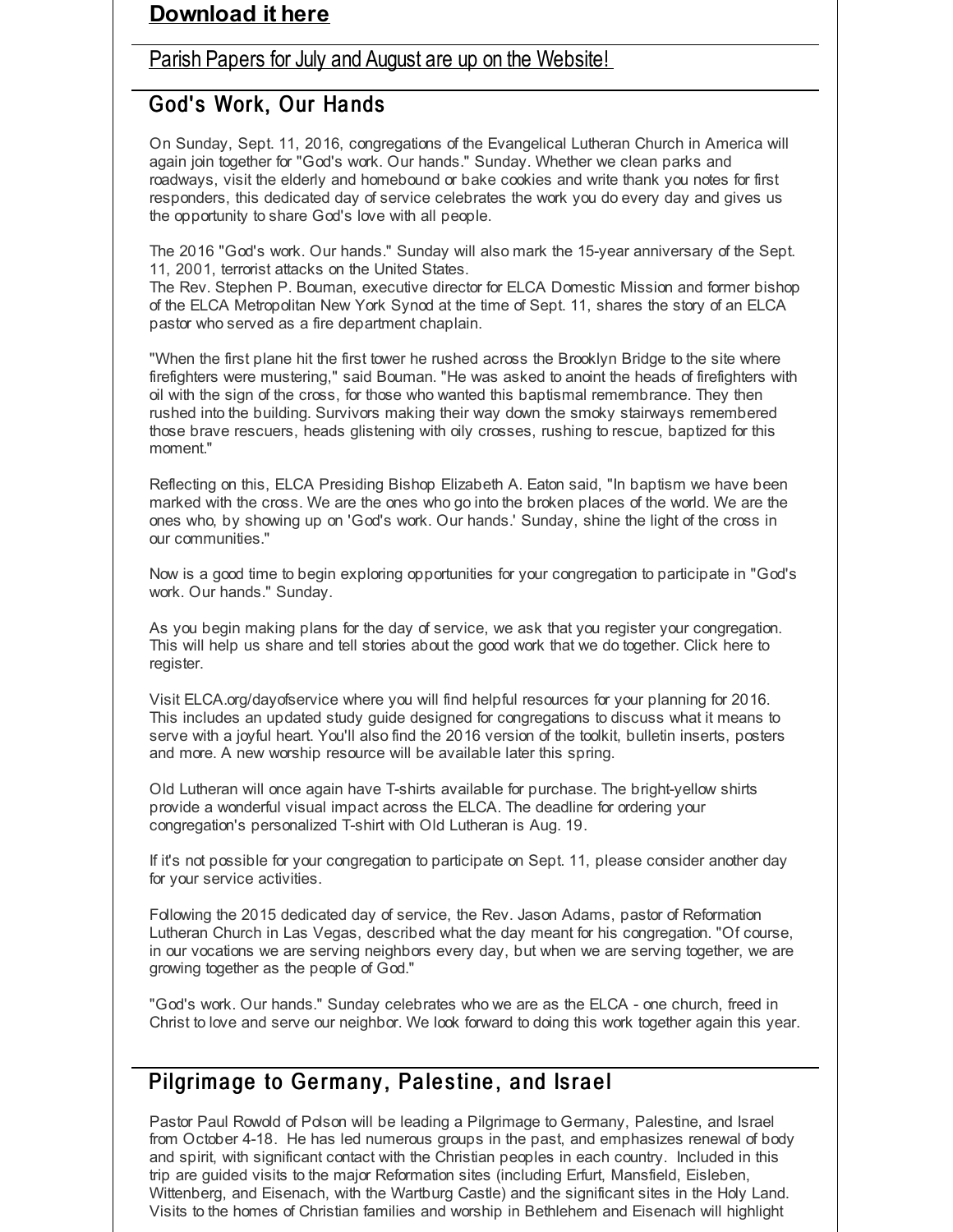**Download it here**

Parish Papers for July and August are up on the Website!

## God's Work, Our Hands

On Sunday, Sept. 11, 2016, congregations of the Evangelical Lutheran Church in America will again join together for "God's work. Our hands." Sunday. Whether we clean parks and roadways, visit the elderly and homebound or bake cookies and write thank you notes for first responders, this dedicated day of service celebrates the work you do every day and gives us the opportunity to share God's love with all people.

The 2016 "God's work. Our hands." Sunday will also mark the 15-year anniversary of the Sept. 11, 2001, terrorist attacks on the United States.
The Rev. Stephen P. Bouman, executive director for ELCA Domestic Mission and former bishop of the ELCA Metropolitan New York Synod at the time of Sept. 11, shares the story of an ELCA pastor who served as a fire department chaplain.

"When the first plane hit the first tower he rushed across the Brooklyn Bridge to the site where firefighters were mustering," said Bouman. "He was asked to anoint the heads of firefighters with oil with the sign of the cross, for those who wanted this baptismal remembrance. They then rushed into the building. Survivors making their way down the smoky stairways remembered those brave rescuers, heads glistening with oily crosses, rushing to rescue, baptized for this moment."

Reflecting on this, ELCA Presiding Bishop Elizabeth A. Eaton said, "In baptism we have been marked with the cross. We are the ones who go into the broken places of the world. We are the ones who, by showing up on 'God's work. Our hands.' Sunday, shine the light of the cross in our communities."

Now is a good time to begin exploring opportunities for your congregation to participate in "God's work. Our hands." Sunday.

As you begin making plans for the day of service, we ask that you register your congregation. This will help us share and tell stories about the good work that we do together. Click here to register.

Visit ELCA.org/dayofservice where you will find helpful resources for your planning for 2016. This includes an updated study guide designed for congregations to discuss what it means to serve with a joyful heart. You'll also find the 2016 version of the toolkit, bulletin inserts, posters and more. A new worship resource will be available later this spring.

Old Lutheran will once again have T-shirts available for purchase. The bright-yellow shirts provide a wonderful visual impact across the ELCA. The deadline for ordering your congregation's personalized T-shirt with Old Lutheran is Aug. 19.

If it's not possible for your congregation to participate on Sept. 11, please consider another day for your service activities.

Following the 2015 dedicated day of service, the Rev. Jason Adams, pastor of Reformation Lutheran Church in Las Vegas, described what the day meant for his congregation. "Of course, in our vocations we are serving neighbors every day, but when we are serving together, we are growing together as the people of God."

"God's work. Our hands." Sunday celebrates who we are as the ELCA - one church, freed in Christ to love and serve our neighbor. We look forward to doing this work together again this year.

## Pilgrimage to Germany, Palestine, and Israel

Pastor Paul Rowold of Polson will be leading a Pilgrimage to Germany, Palestine, and Israel from October 4-18. He has led numerous groups in the past, and emphasizes renewal of body and spirit, with significant contact with the Christian peoples in each country. Included in this trip are guided visits to the major Reformation sites (including Erfurt, Mansfield, Eisleben, Wittenberg, and Eisenach, with the Wartburg Castle) and the significant sites in the Holy Land. Visits to the homes of Christian families and worship in Bethlehem and Eisenach will highlight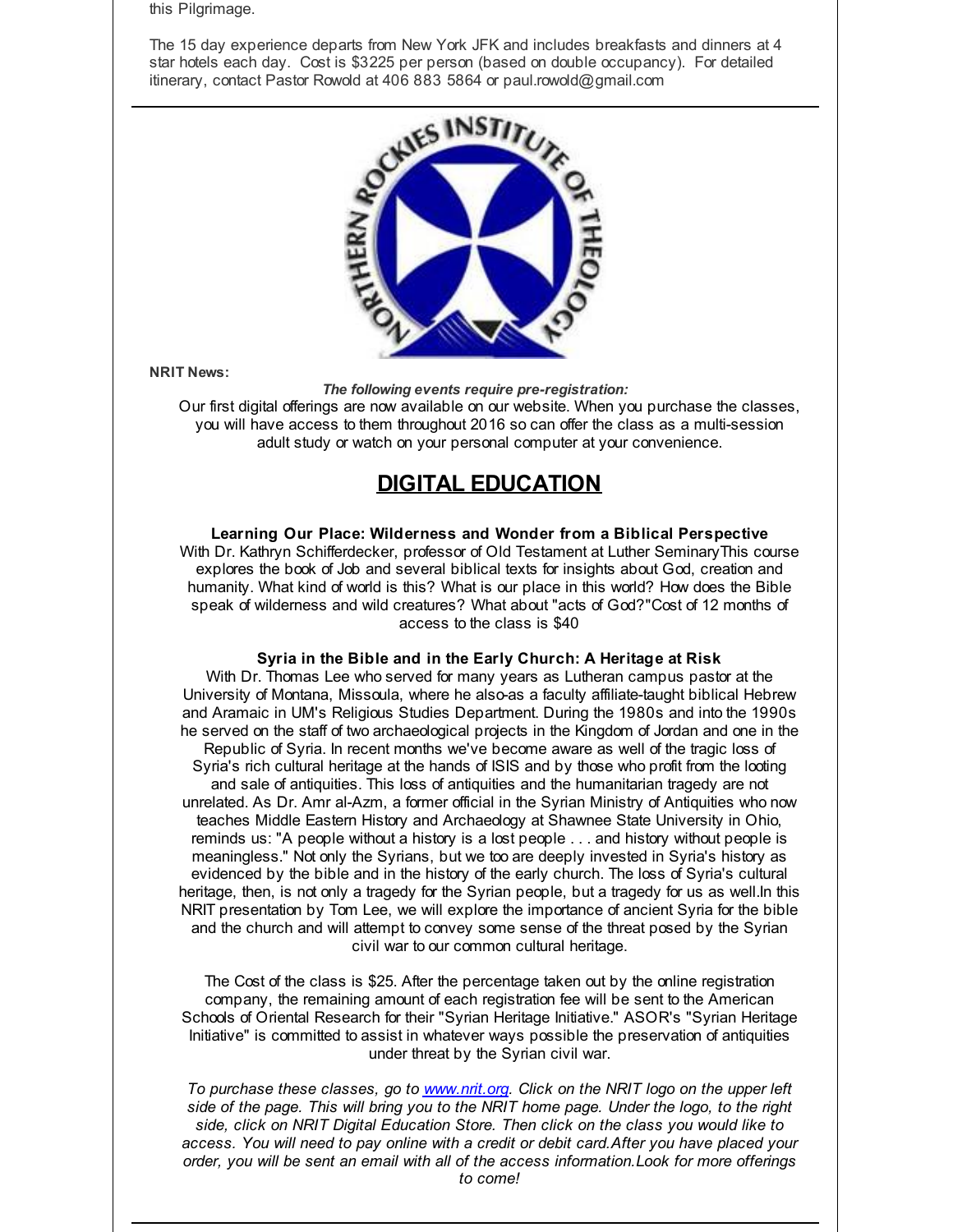this Pilgrimage.

The 15 day experience departs from New York JFK and includes breakfasts and dinners at 4 star hotels each day. Cost is $3225 per person (based on double occupancy). For detailed itinerary, contact Pastor Rowold at 406 883 5864 or paul.rowold@gmail.com

**NRIT News:**

***The following events require pre-registration:***

Our first digital offerings are now available on our website. When you purchase the classes, you will have access to them throughout 2016 so can offer the class as a multi-session adult study or watch on your personal computer at your convenience.

## DIGITAL EDUCATION

**Learning Our Place: Wilderness and Wonder from a Biblical Perspective**

With Dr. Kathryn Schifferdecker, professor of Old Testament at Luther SeminaryThis course explores the book of Job and several biblical texts for insights about God, creation and humanity. What kind of world is this? What is our place in this world? How does the Bible speak of wilderness and wild creatures? What about "acts of God?"Cost of 12 months of access to the class is $40

**Syria in the Bible and in the Early Church: A Heritage at Risk**

With Dr. Thomas Lee who served for many years as Lutheran campus pastor at the University of Montana, Missoula, where he also-as a faculty affiliate-taught biblical Hebrew and Aramaic in UM's Religious Studies Department. During the 1980s and into the 1990s he served on the staff of two archaeological projects in the Kingdom of Jordan and one in the Republic of Syria. In recent months we've become aware as well of the tragic loss of Syria's rich cultural heritage at the hands of ISIS and by those who profit from the looting and sale of antiquities. This loss of antiquities and the humanitarian tragedy are not unrelated. As Dr. Amr al-Azm, a former official in the Syrian Ministry of Antiquities who now teaches Middle Eastern History and Archaeology at Shawnee State University in Ohio, reminds us: "A people without a history is a lost people . . . and history without people is meaningless." Not only the Syrians, but we too are deeply invested in Syria's history as evidenced by the bible and in the history of the early church. The loss of Syria's cultural heritage, then, is not only a tragedy for the Syrian people, but a tragedy for us as well.In this NRIT presentation by Tom Lee, we will explore the importance of ancient Syria for the bible and the church and will attempt to convey some sense of the threat posed by the Syrian civil war to our common cultural heritage.

The Cost of the class is $25. After the percentage taken out by the online registration company, the remaining amount of each registration fee will be sent to the American Schools of Oriental Research for their "Syrian Heritage Initiative." ASOR's "Syrian Heritage Initiative" is committed to assist in whatever ways possible the preservation of antiquities under threat by the Syrian civil war.

*To purchase these classes, go to [www.nrit.org](http://www.nrit.org). Click on the NRIT logo on the upper left side of the page. This will bring you to the NRIT home page. Under the logo, to the right side, click on NRIT Digital Education Store. Then click on the class you would like to access. You will need to pay online with a credit or debit card.After you have placed your order, you will be sent an email with all of the access information.Look for more offerings to come!*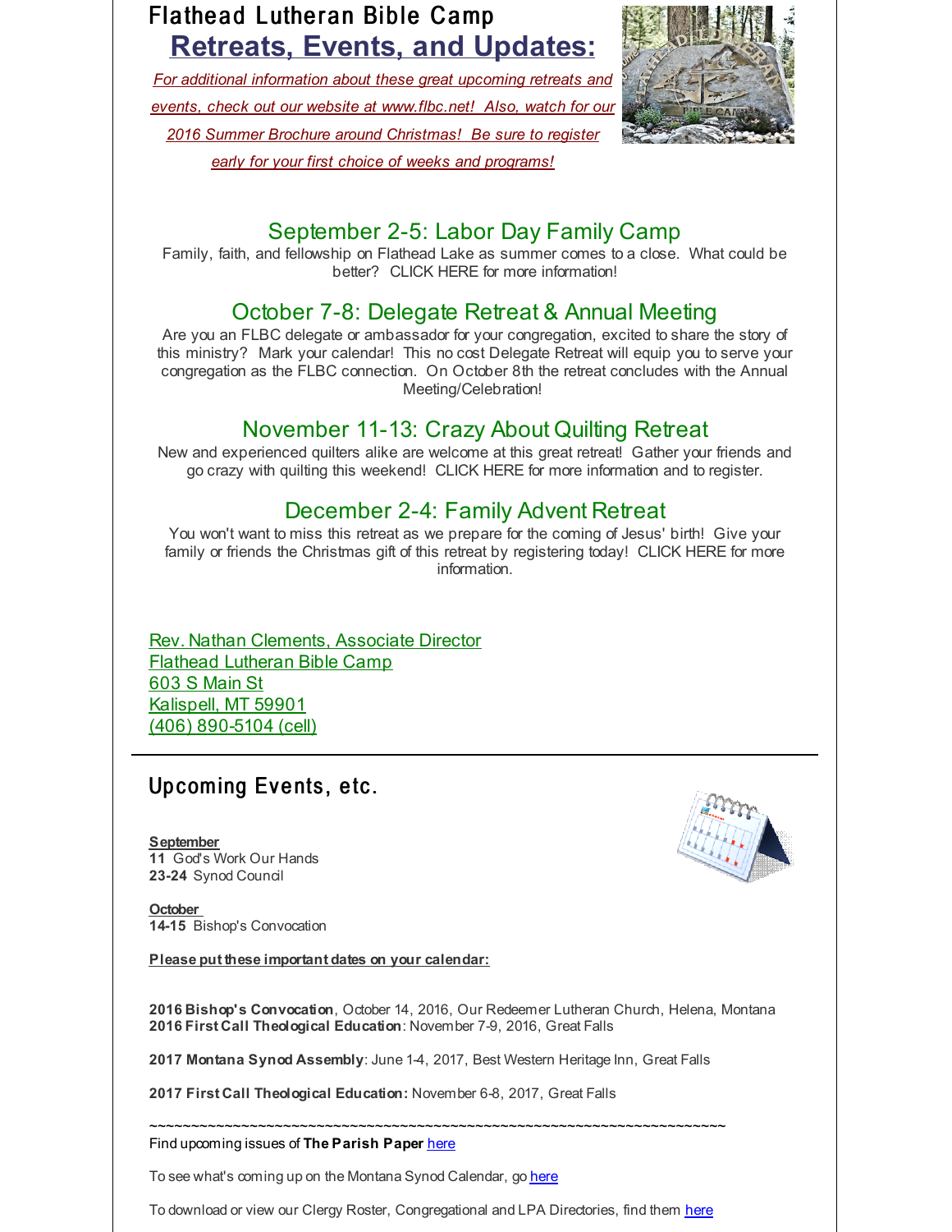## Flathead Lutheran Bible Camp

## Retreats, Events, and Updates:

*For additional information about these great upcoming retreats and events, check out our website at www.flbc.net! Also, watch for our 2016 Summer Brochure around Christmas! Be sure to register early for your first choice of weeks and programs!*

### September 2-5: Labor Day Family Camp

Family, faith, and fellowship on Flathead Lake as summer comes to a close. What could be better? CLICK HERE for more information!

### October 7-8: Delegate Retreat & Annual Meeting

Are you an FLBC delegate or ambassador for your congregation, excited to share the story of this ministry? Mark your calendar! This no cost Delegate Retreat will equip you to serve your congregation as the FLBC connection. On October 8th the retreat concludes with the Annual Meeting/Celebration!

### November 11-13: Crazy About Quilting Retreat

New and experienced quilters alike are welcome at this great retreat! Gather your friends and go crazy with quilting this weekend! CLICK HERE for more information and to register.

### December 2-4: Family Advent Retreat

You won't want to miss this retreat as we prepare for the coming of Jesus' birth! Give your family or friends the Christmas gift of this retreat by registering today! CLICK HERE for more information.

Rev. Nathan Clements, Associate Director
Flathead Lutheran Bible Camp
603 S Main St
Kalispell, MT 59901
(406) 890-5104 (cell)

---

## Upcoming Events, etc.

**September**
**11** God's Work Our Hands
**23-24** Synod Council

**October**
**14-15** Bishop's Convocation

**Please put these important dates on your calendar:**

**2016 Bishop's Convocation**, October 14, 2016, Our Redeemer Lutheran Church, Helena, Montana
**2016 First Call Theological Education**: November 7-9, 2016, Great Falls

**2017 Montana Synod Assembly**: June 1-4, 2017, Best Western Heritage Inn, Great Falls

**2017 First Call Theological Education:** November 6-8, 2017, Great Falls

~~~~~~~~~~~~~~~~~~~~~~~~~~~~~~~~~~~~~~~~~~~~~~~~~~~~~~~~~~~~~~~~~~~~~~~~

Find upcoming issues of **The Parish Paper** here

To see what's coming up on the Montana Synod Calendar, go here

To download or view our Clergy Roster, Congregational and LPA Directories, find them here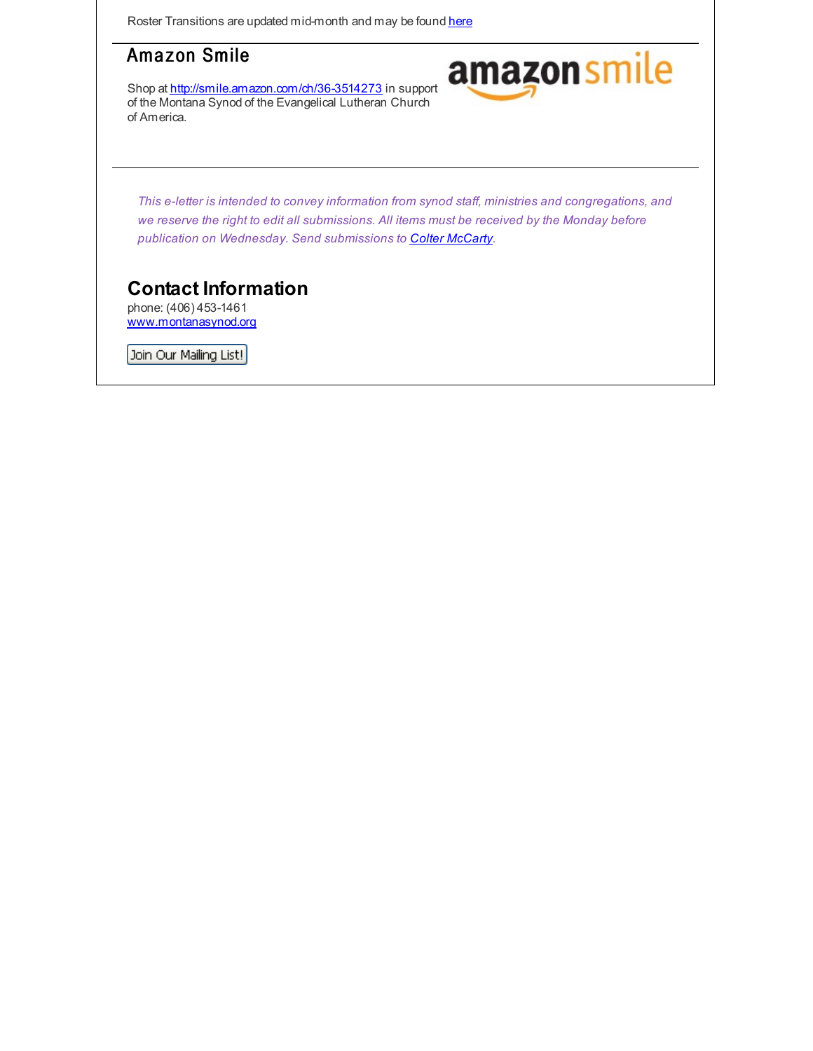Roster Transitions are updated mid-month and may be found here

## Amazon Smile

Shop at http://smile.amazon.com/ch/36-3514273 in support of the Montana Synod of the Evangelical Lutheran Church of America.

---

*This e-letter is intended to convey information from synod staff, ministries and congregations, and we reserve the right to edit all submissions. All items must be received by the Monday before publication on Wednesday. Send submissions to Colter McCarty.*

## Contact Information

phone: (406) 453-1461
www.montanasynod.org

Join Our Mailing List!